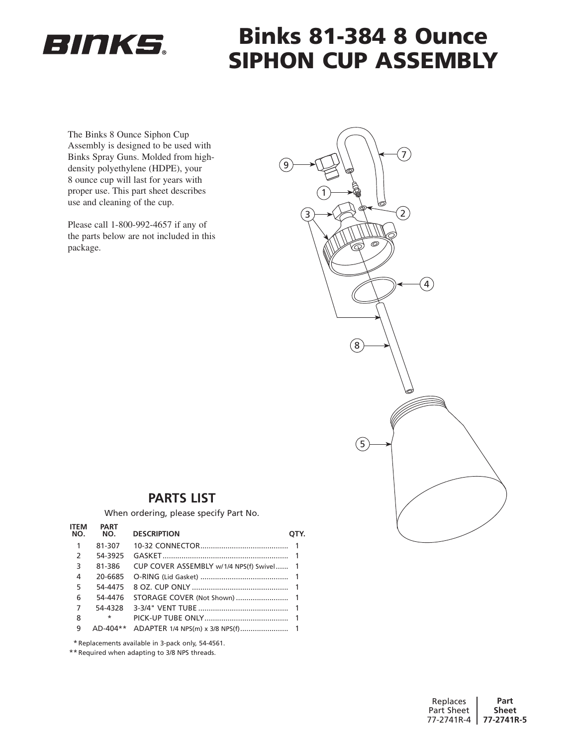# Binks 81-384 8 Ounce SIPHON CUP ASSEMBLY

The Binks 8 Ounce Siphon Cup Assembly is designed to be used with Binks Spray Guns. Molded from high-density polyethylene (HDPE), your 8 ounce cup will last for years with proper use. This part sheet describes use and cleaning of the cup.

Please call 1-800-992-4657 if any of the parts below are not included in this package.

## PARTS LIST

When ordering, please specify Part No.

| ITEM NO. | PART NO. | DESCRIPTION | QTY. |
|---|---|---|---|
| 1 | 81-307 | 10-32 CONNECTOR | 1 |
| 2 | 54-3925 | GASKET | 1 |
| 3 | 81-386 | CUP COVER ASSEMBLY w/1/4 NPS(f) Swivel | 1 |
| 4 | 20-6685 | O-RING (Lid Gasket) | 1 |
| 5 | 54-4475 | 8 OZ. CUP ONLY | 1 |
| 6 | 54-4476 | STORAGE COVER (Not Shown) | 1 |
| 7 | 54-4328 | 3-3/4" VENT TUBE | 1 |
| 8 | * | PICK-UP TUBE ONLY | 1 |
| 9 | AD-404** | ADAPTER 1/4 NPS(m) x 3/8 NPS(f) | 1 |

* Replacements available in 3-pack only, 54-4561.

** Required when adapting to 3/8 NPS threads.

Replaces Part Sheet 77-2741R-4

**Part Sheet 77-2741R-5**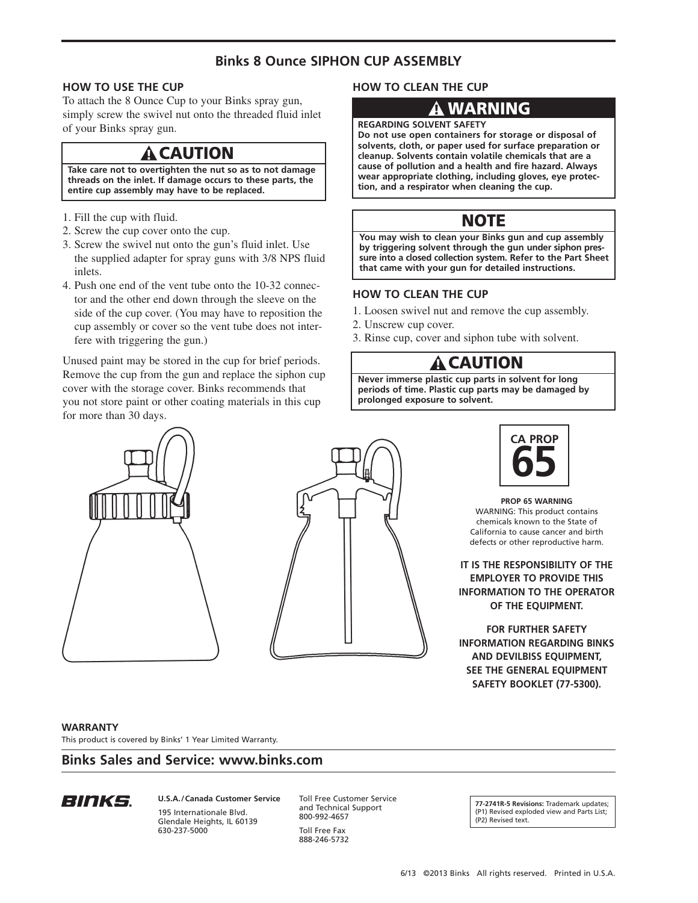## Binks 8 Ounce SIPHON CUP ASSEMBLY

### HOW TO USE THE CUP

To attach the 8 Ounce Cup to your Binks spray gun, simply screw the swivel nut onto the threaded fluid inlet of your Binks spray gun.

**⚠ CAUTION**

**Take care not to overtighten the nut so as to not damage threads on the inlet. If damage occurs to these parts, the entire cup assembly may have to be replaced.**

1. Fill the cup with fluid.
2. Screw the cup cover onto the cup.
3. Screw the swivel nut onto the gun's fluid inlet. Use the supplied adapter for spray guns with 3/8 NPS fluid inlets.
4. Push one end of the vent tube onto the 10-32 connector and the other end down through the sleeve on the side of the cup cover. (You may have to reposition the cup assembly or cover so the vent tube does not interfere with triggering the gun.)

Unused paint may be stored in the cup for brief periods. Remove the cup from the gun and replace the siphon cup cover with the storage cover. Binks recommends that you not store paint or other coating materials in this cup for more than 30 days.

### HOW TO CLEAN THE CUP

**⚠ WARNING**

**REGARDING SOLVENT SAFETY**
**Do not use open containers for storage or disposal of solvents, cloth, or paper used for surface preparation or cleanup. Solvents contain volatile chemicals that are a cause of pollution and a health and fire hazard. Always wear appropriate clothing, including gloves, eye protection, and a respirator when cleaning the cup.**

**NOTE**

**You may wish to clean your Binks gun and cup assembly by triggering solvent through the gun under siphon pressure into a closed collection system. Refer to the Part Sheet that came with your gun for detailed instructions.**

### HOW TO CLEAN THE CUP

1. Loosen swivel nut and remove the cup assembly.
2. Unscrew cup cover.
3. Rinse cup, cover and siphon tube with solvent.

**⚠ CAUTION**

**Never immerse plastic cup parts in solvent for long periods of time. Plastic cup parts may be damaged by prolonged exposure to solvent.**

**CA PROP 65**

**PROP 65 WARNING**
WARNING: This product contains chemicals known to the State of California to cause cancer and birth defects or other reproductive harm.

**IT IS THE RESPONSIBILITY OF THE EMPLOYER TO PROVIDE THIS INFORMATION TO THE OPERATOR OF THE EQUIPMENT.**

**FOR FURTHER SAFETY INFORMATION REGARDING BINKS AND DEVILBISS EQUIPMENT, SEE THE GENERAL EQUIPMENT SAFETY BOOKLET (77-5300).**

**WARRANTY**
This product is covered by Binks' 1 Year Limited Warranty.

## Binks Sales and Service: www.binks.com

**U.S.A./Canada Customer Service**
195 Internationale Blvd.
Glendale Heights, IL 60139
630-237-5000

Toll Free Customer Service and Technical Support
800-992-4657

Toll Free Fax
888-246-5732

**77-2741R-5 Revisions:** Trademark updates; (P1) Revised exploded view and Parts List; (P2) Revised text.

6/13 ©2013 Binks All rights reserved. Printed in U.S.A.